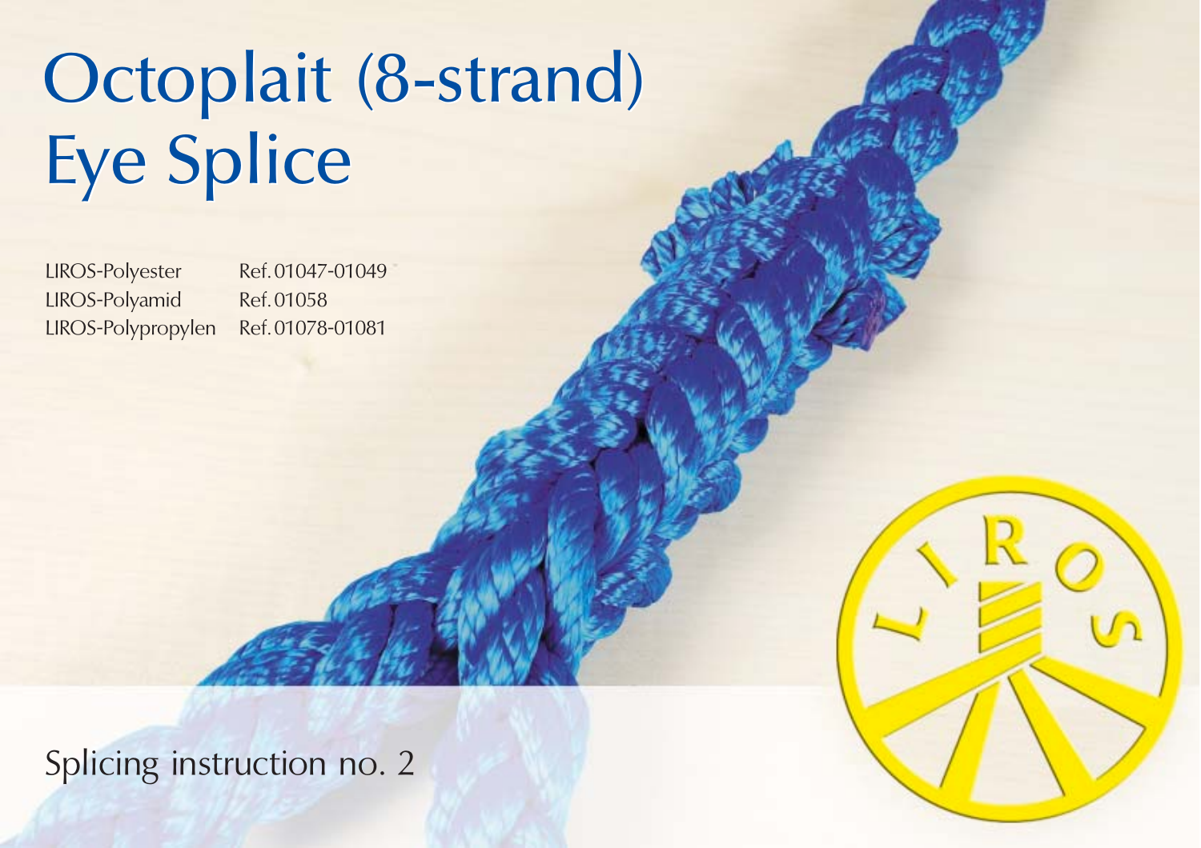# Octoplait (8-strand) Eye Splice

| | |
|---|---|
| LIROS-Polyester | Ref. 01047-01049 |
| LIROS-Polyamid | Ref. 01058 |
| LIROS-Polypropylen | Ref. 01078-01081 |

Splicing instruction no. 2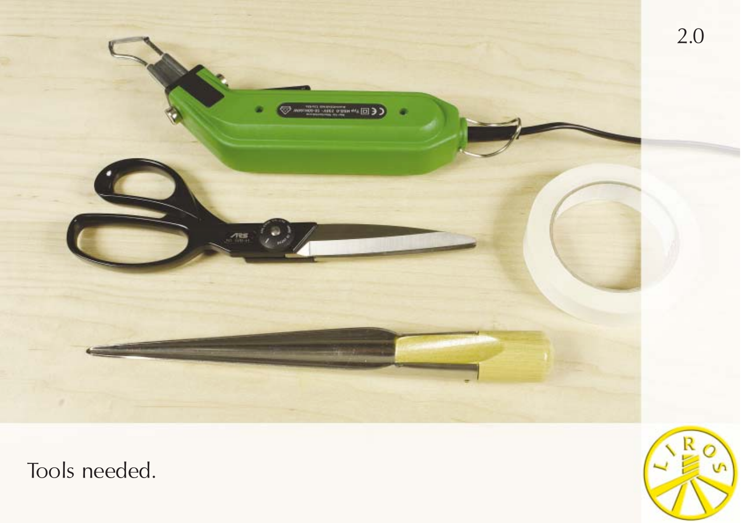2.0

Tools needed.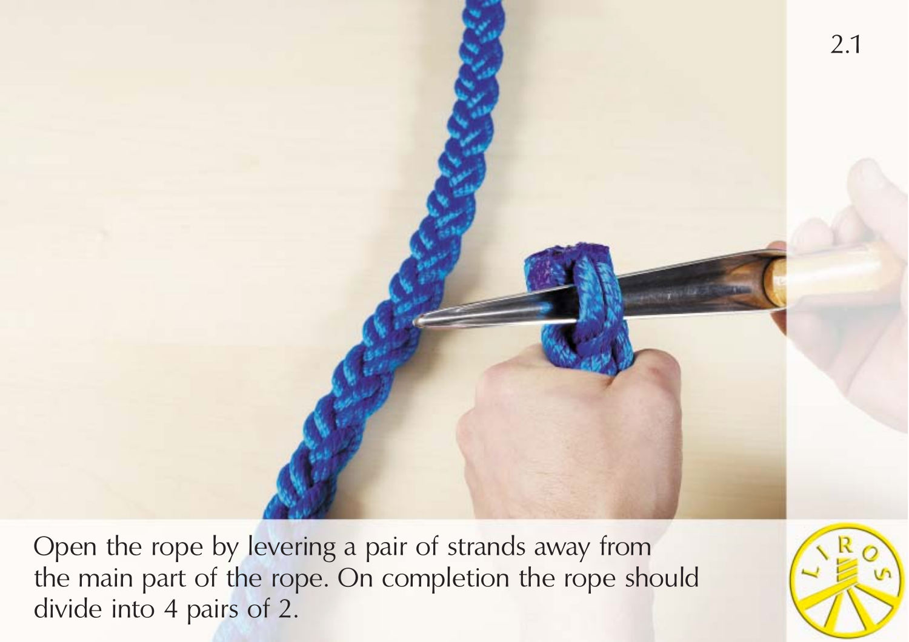2.1

Open the rope by levering a pair of strands away from the main part of the rope. On completion the rope should divide into 4 pairs of 2.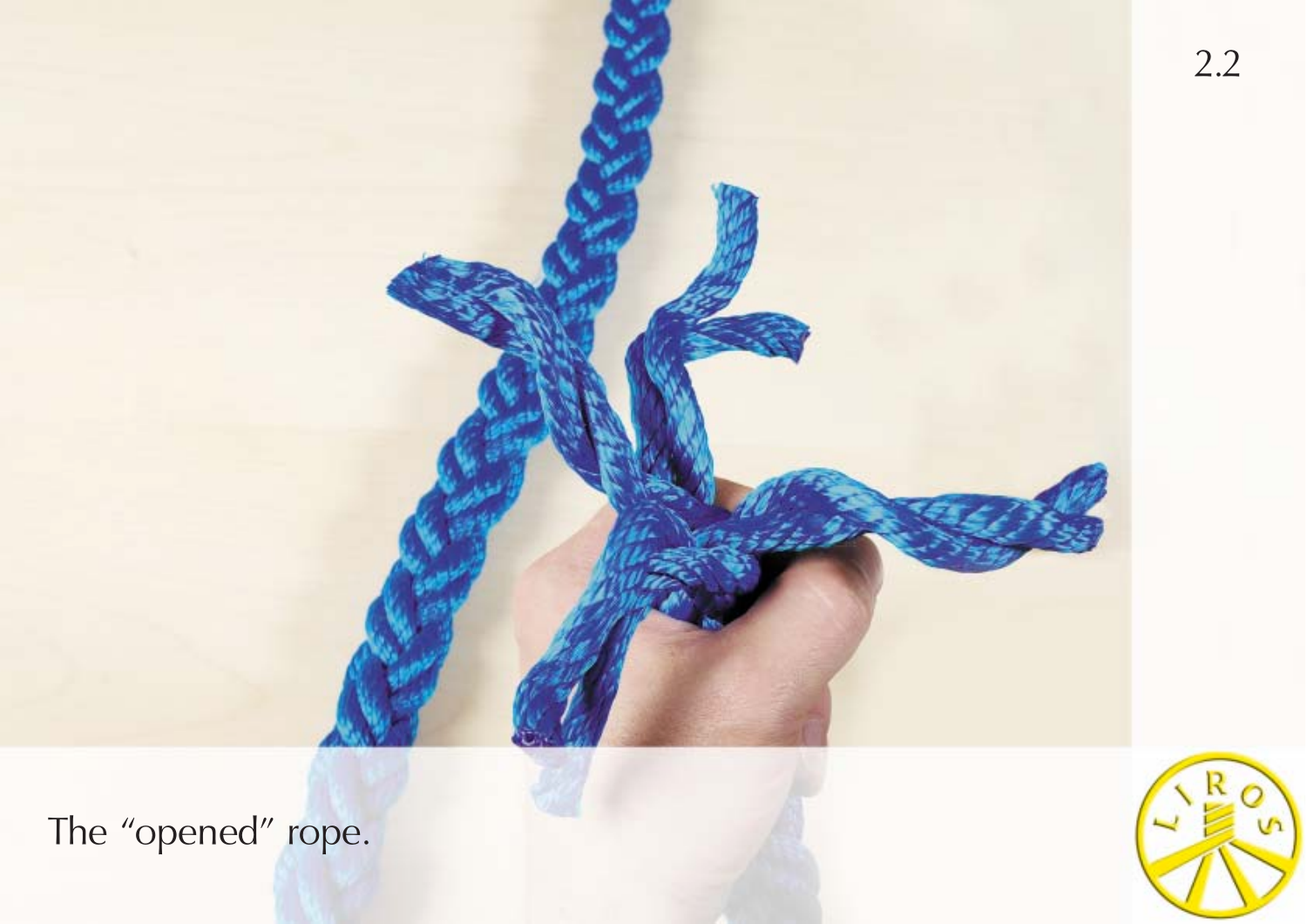The "opened" rope.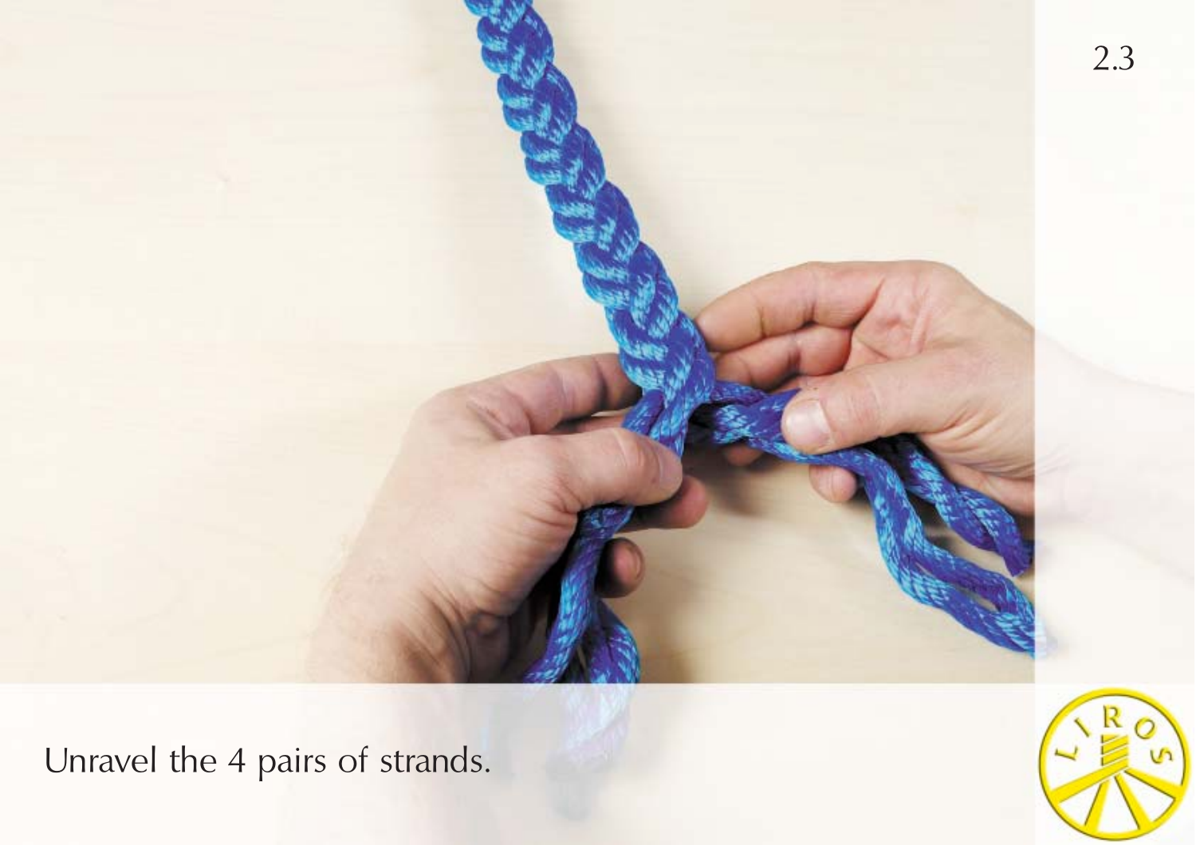2.3

Unravel the 4 pairs of strands.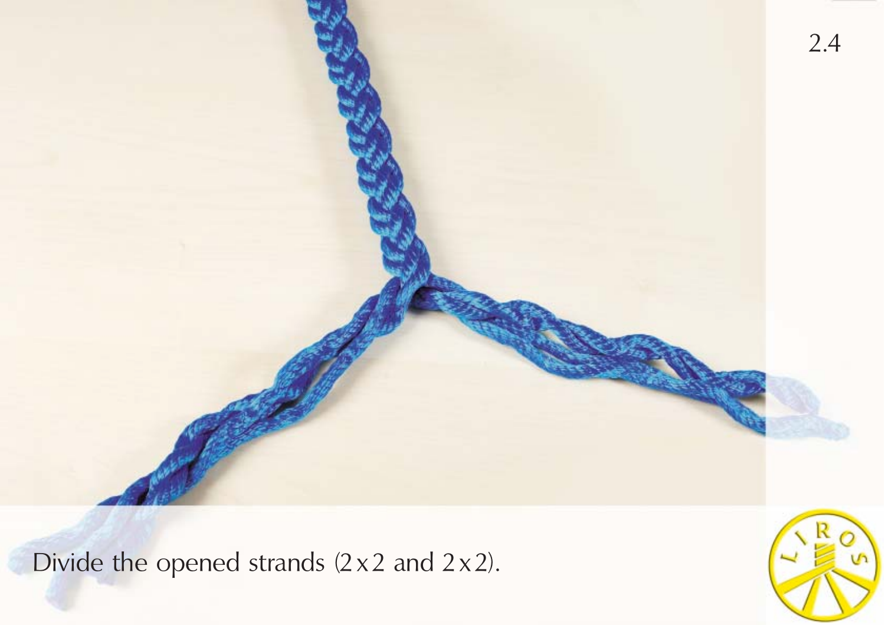Divide the opened strands (2 x 2 and 2 x 2).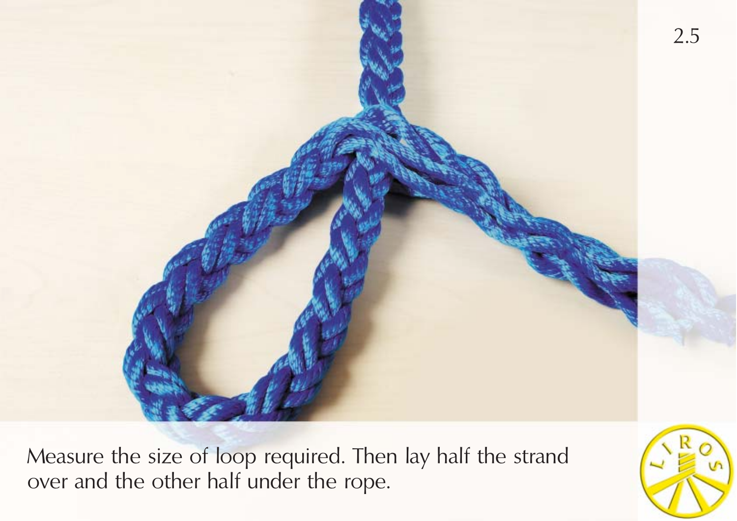Measure the size of loop required. Then lay half the strand over and the other half under the rope.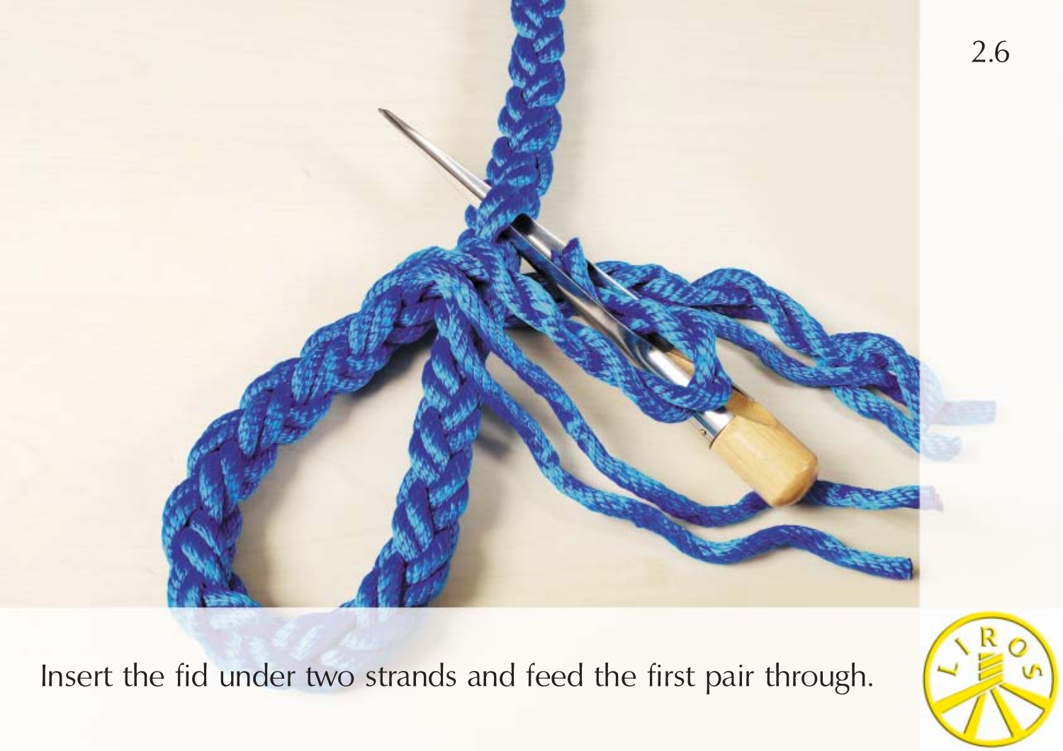Insert the fid under two strands and feed the first pair through.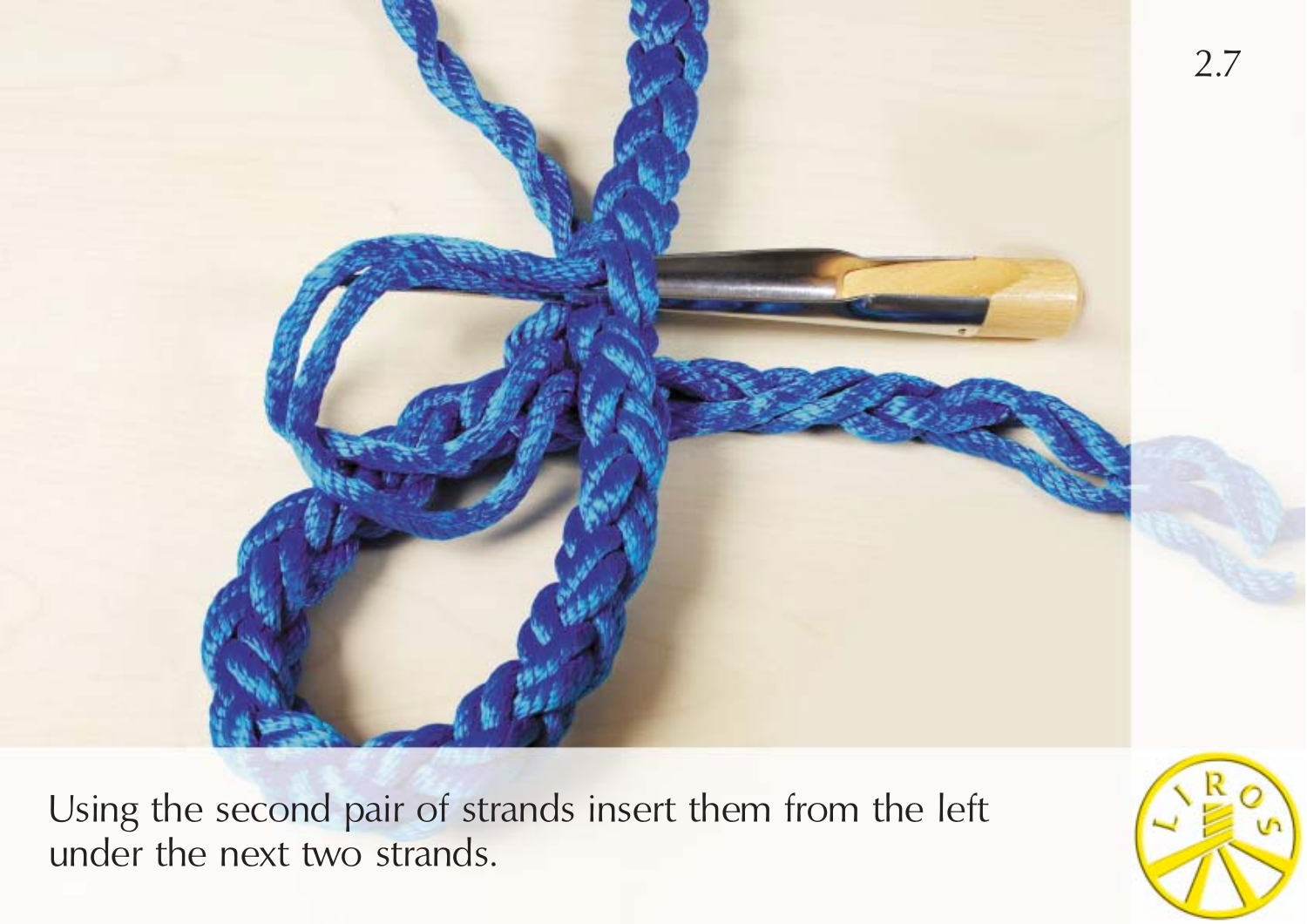Using the second pair of strands insert them from the left under the next two strands.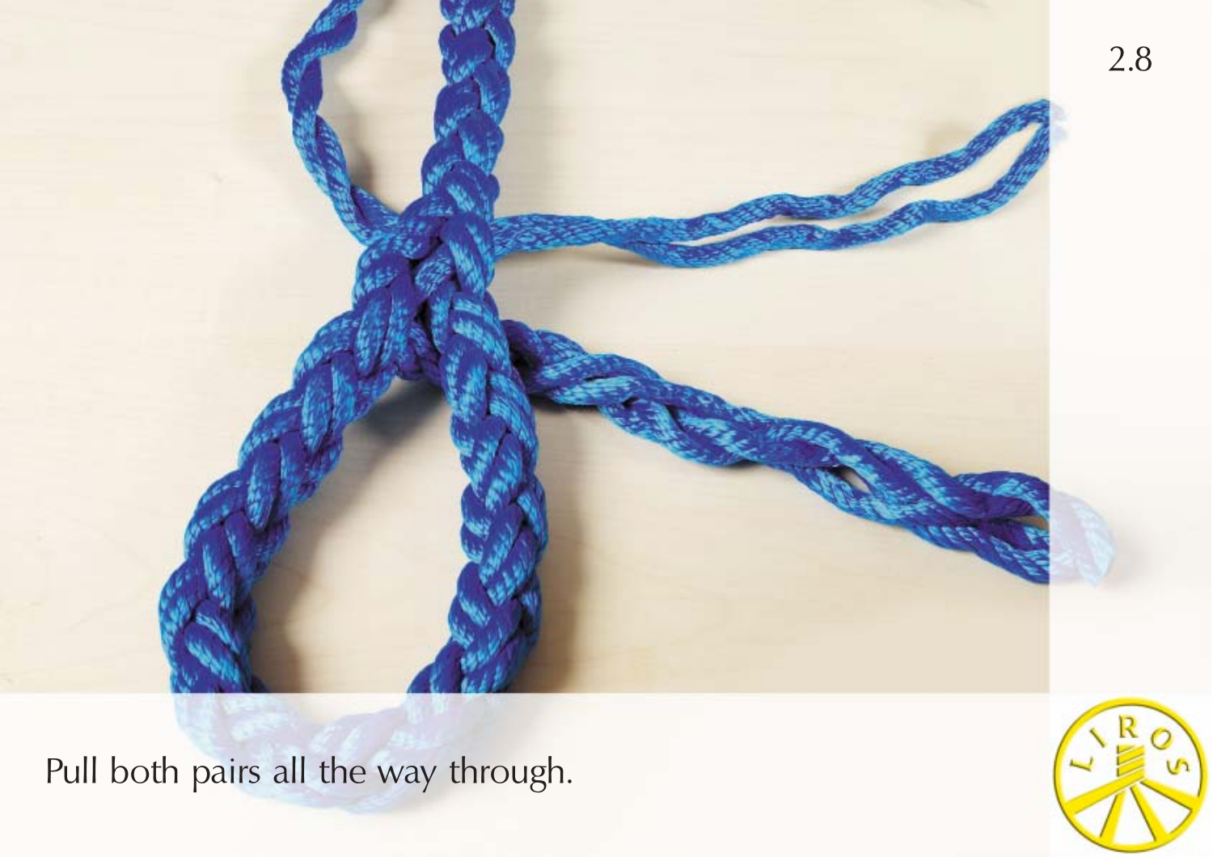Pull both pairs all the way through.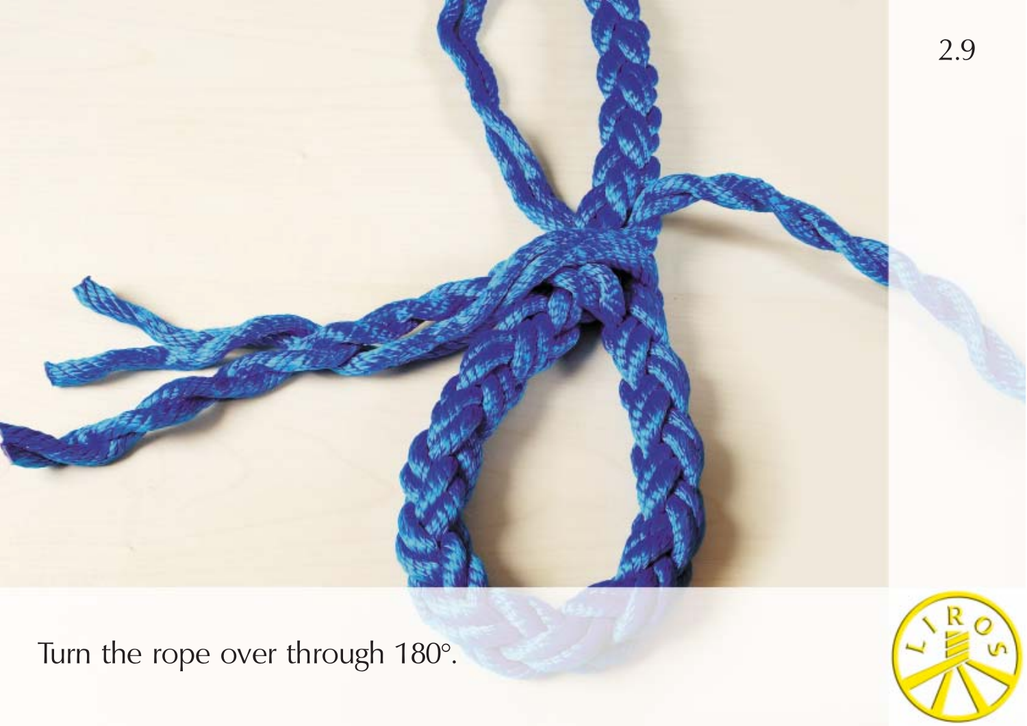Turn the rope over through 180°.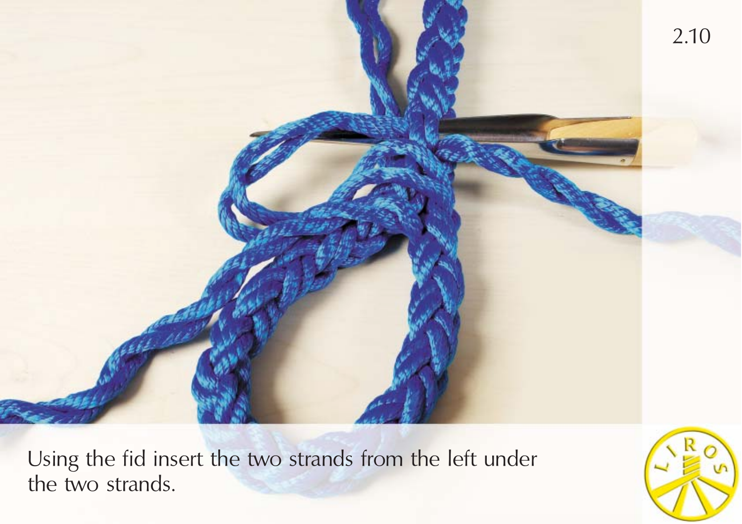2.10

Using the fid insert the two strands from the left under the two strands.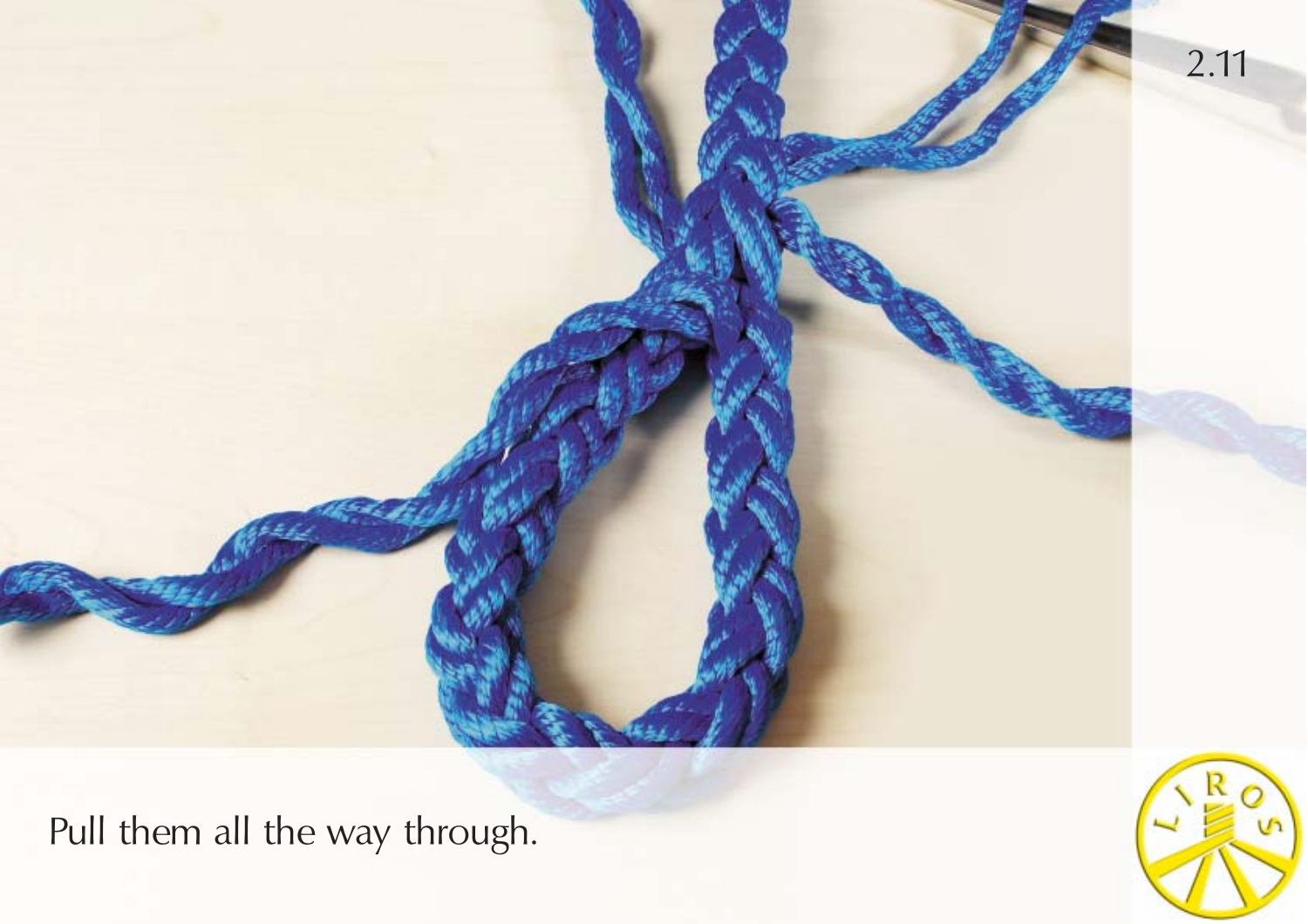Pull them all the way through.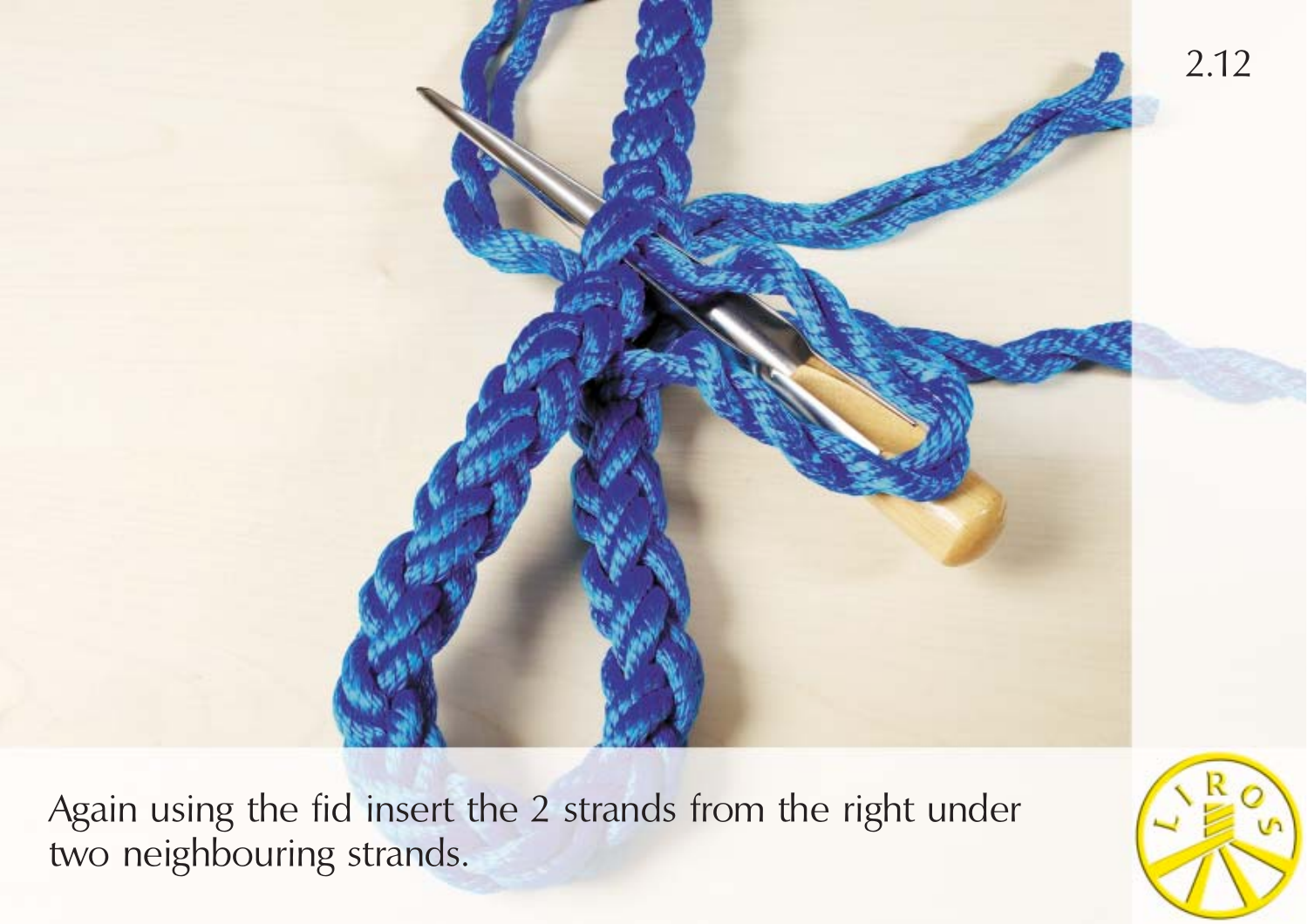Again using the fid insert the 2 strands from the right under two neighbouring strands.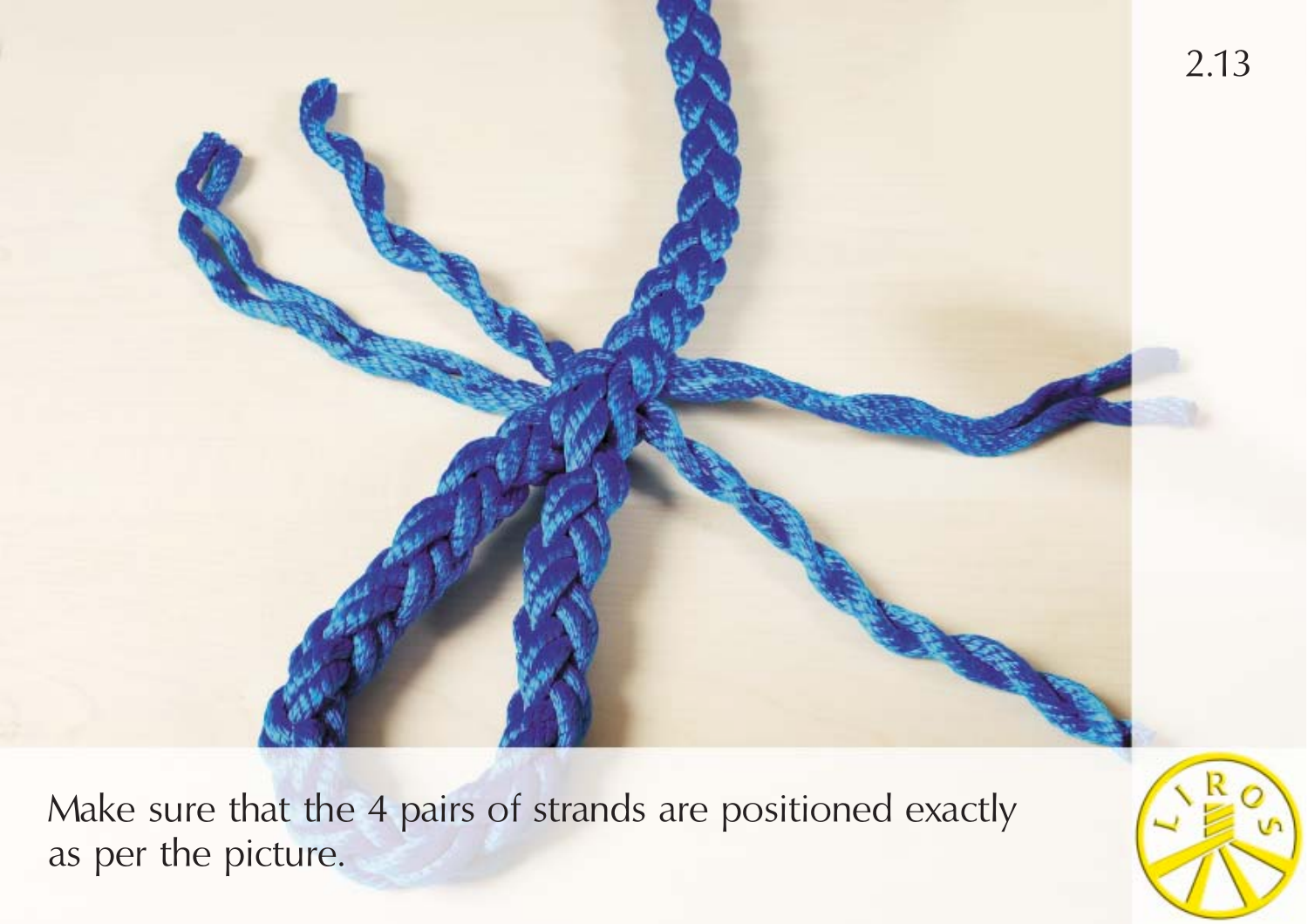2.13

Make sure that the 4 pairs of strands are positioned exactly as per the picture.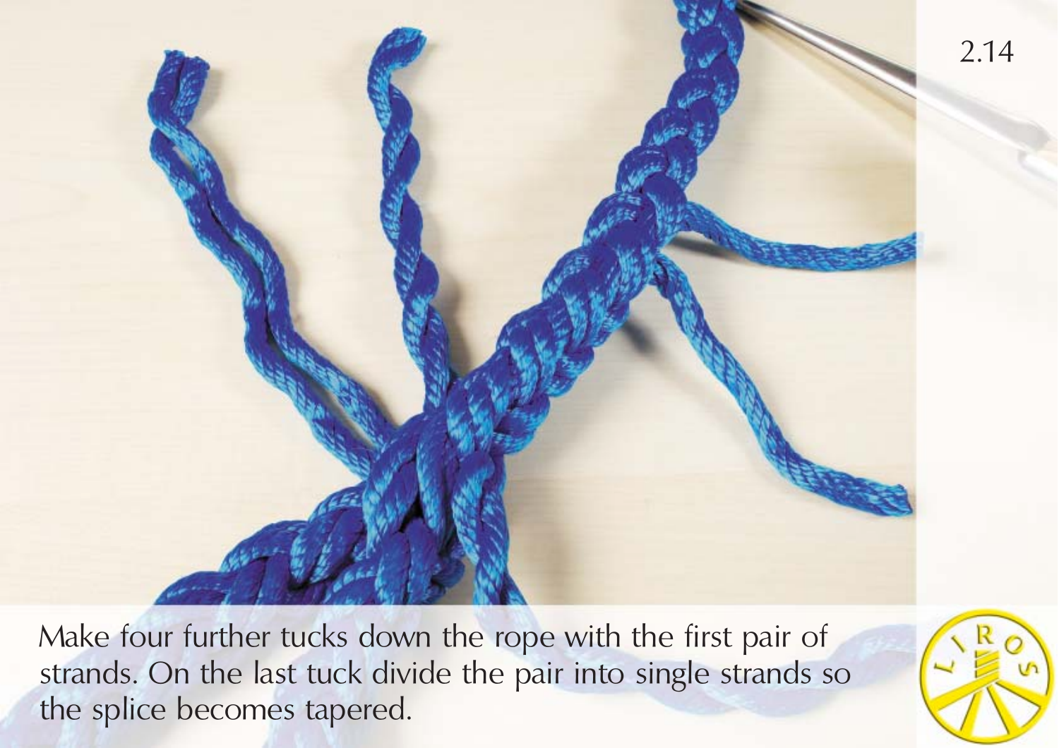Make four further tucks down the rope with the first pair of strands. On the last tuck divide the pair into single strands so the splice becomes tapered.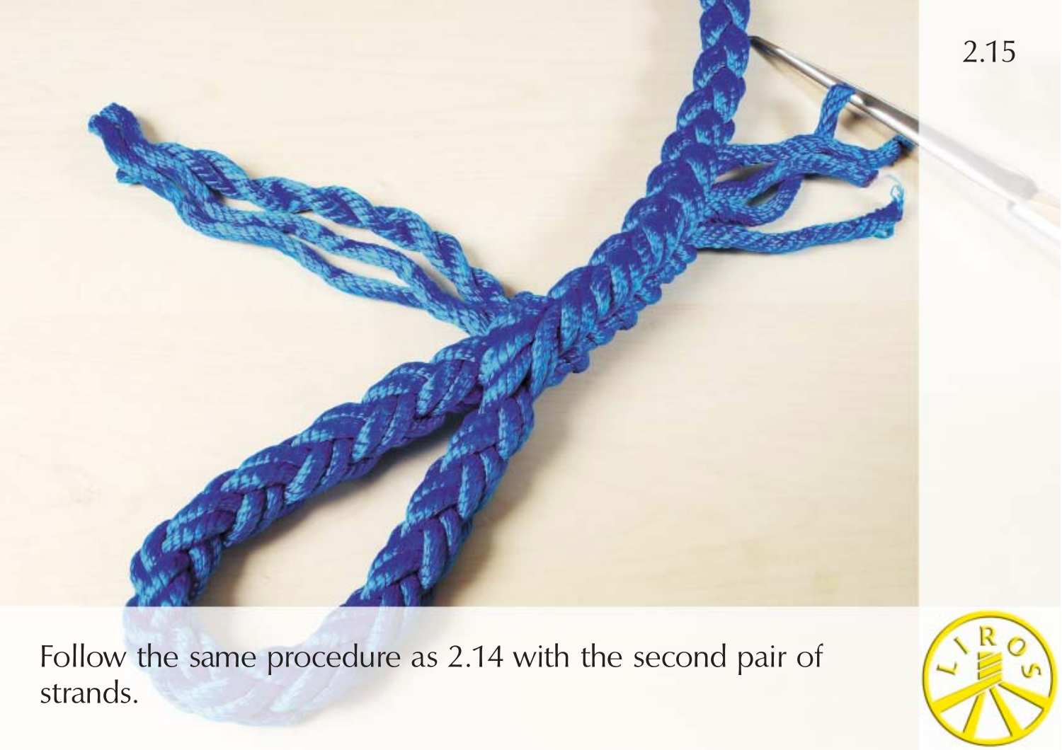2.15

Follow the same procedure as 2.14 with the second pair of strands.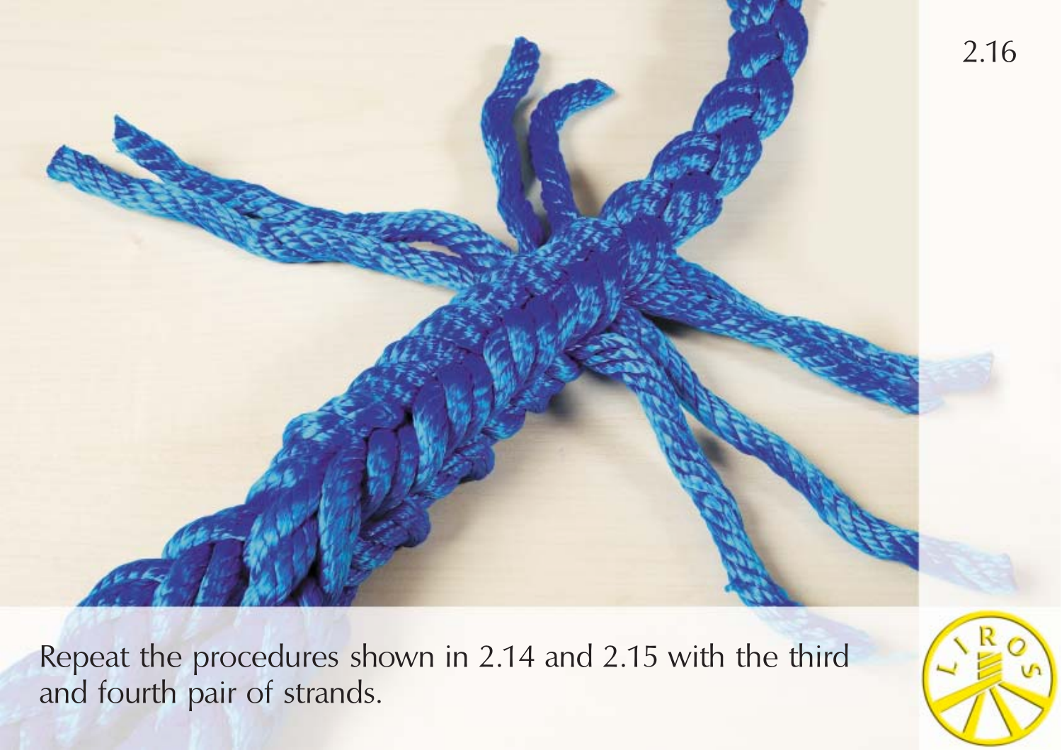2.16

Repeat the procedures shown in 2.14 and 2.15 with the third and fourth pair of strands.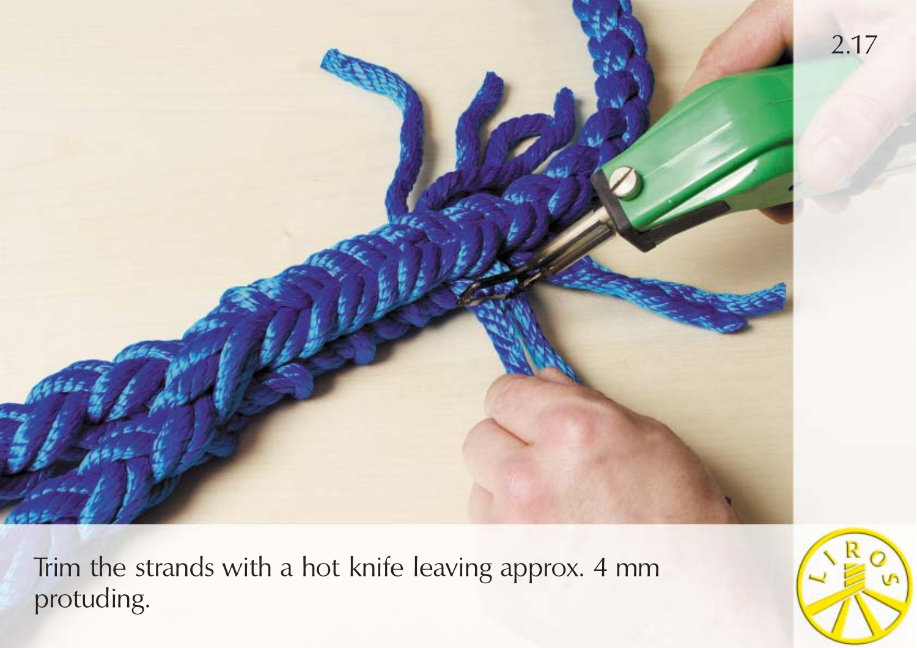Trim the strands with a hot knife leaving approx. 4 mm protuding.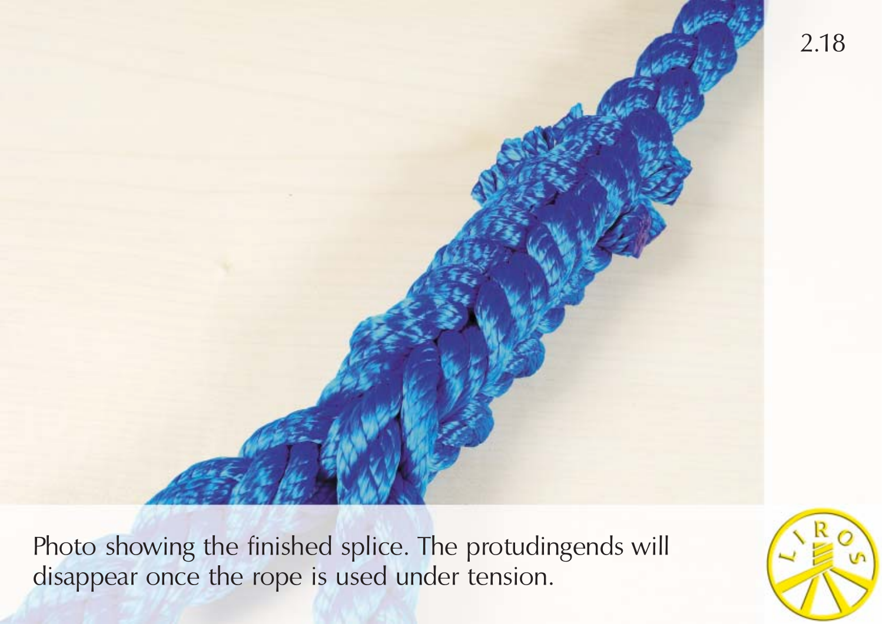Photo showing the finished splice. The protudingends will disappear once the rope is used under tension.